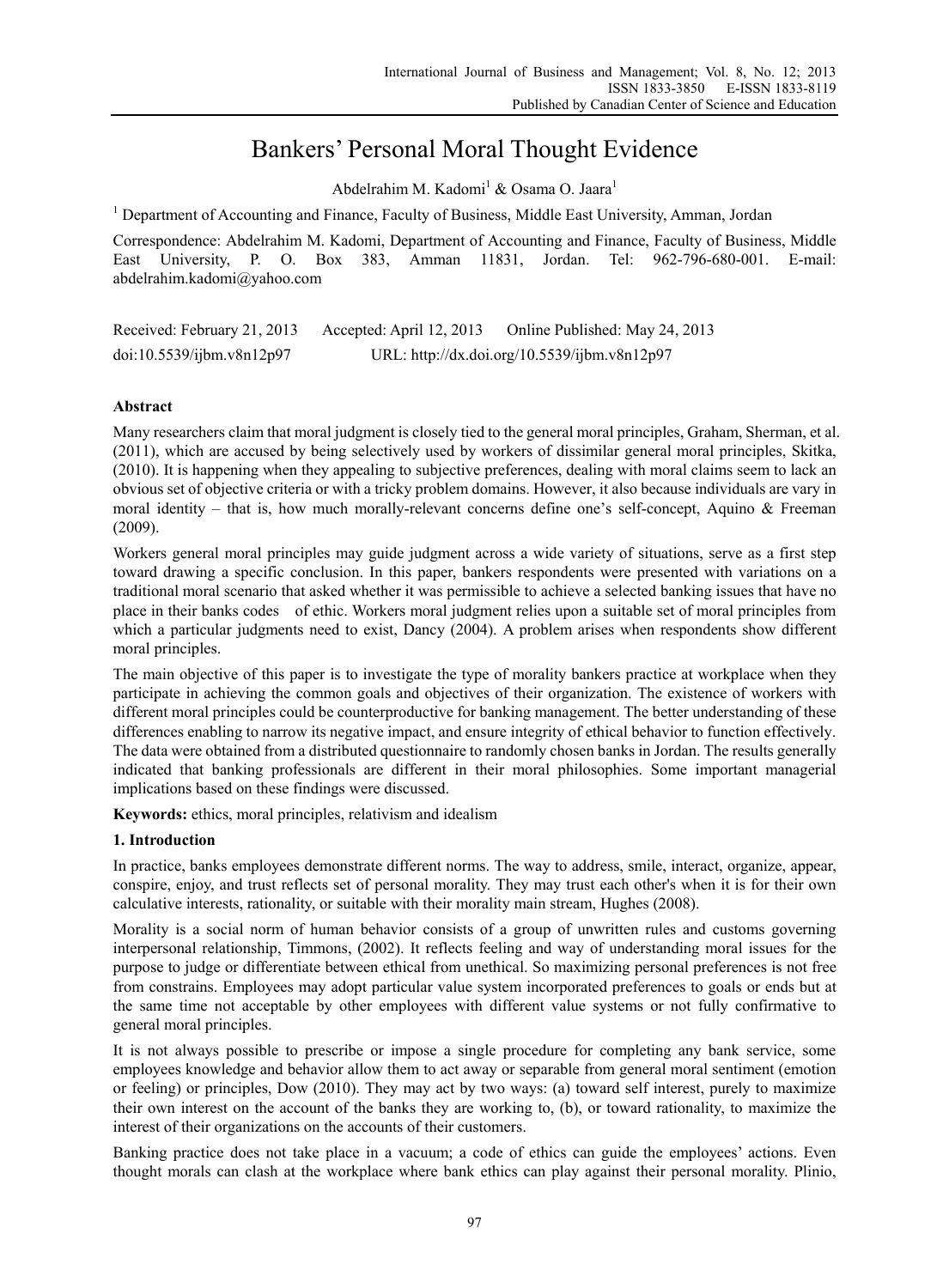# Bankers' Personal Moral Thought Evidence

Abdelrahim M. Kadomi[1] & Osama O. Jaara[1]

[1] Department of Accounting and Finance, Faculty of Business, Middle East University, Amman, Jordan

Correspondence: Abdelrahim M. Kadomi, Department of Accounting and Finance, Faculty of Business, Middle East University, P. O. Box 383, Amman 11831, Jordan. Tel: 962-796-680-001. E-mail: abdelrahim.kadomi@yahoo.com

Received: February 21, 2013 Accepted: April 12, 2013 Online Published: May 24, 2013

doi:10.5539/ijbm.v8n12p97 URL: http://dx.doi.org/10.5539/ijbm.v8n12p97

## Abstract

Many researchers claim that moral judgment is closely tied to the general moral principles, Graham, Sherman, et al. (2011), which are accused by being selectively used by workers of dissimilar general moral principles, Skitka, (2010). It is happening when they appealing to subjective preferences, dealing with moral claims seem to lack an obvious set of objective criteria or with a tricky problem domains. However, it also because individuals are vary in moral identity – that is, how much morally-relevant concerns define one's self-concept, Aquino & Freeman (2009).

Workers general moral principles may guide judgment across a wide variety of situations, serve as a first step toward drawing a specific conclusion. In this paper, bankers respondents were presented with variations on a traditional moral scenario that asked whether it was permissible to achieve a selected banking issues that have no place in their banks codes of ethic. Workers moral judgment relies upon a suitable set of moral principles from which a particular judgments need to exist, Dancy (2004). A problem arises when respondents show different moral principles.

The main objective of this paper is to investigate the type of morality bankers practice at workplace when they participate in achieving the common goals and objectives of their organization. The existence of workers with different moral principles could be counterproductive for banking management. The better understanding of these differences enabling to narrow its negative impact, and ensure integrity of ethical behavior to function effectively. The data were obtained from a distributed questionnaire to randomly chosen banks in Jordan. The results generally indicated that banking professionals are different in their moral philosophies. Some important managerial implications based on these findings were discussed.

**Keywords:** ethics, moral principles, relativism and idealism

## 1. Introduction

In practice, banks employees demonstrate different norms. The way to address, smile, interact, organize, appear, conspire, enjoy, and trust reflects set of personal morality. They may trust each other's when it is for their own calculative interests, rationality, or suitable with their morality main stream, Hughes (2008).

Morality is a social norm of human behavior consists of a group of unwritten rules and customs governing interpersonal relationship, Timmons, (2002). It reflects feeling and way of understanding moral issues for the purpose to judge or differentiate between ethical from unethical. So maximizing personal preferences is not free from constrains. Employees may adopt particular value system incorporated preferences to goals or ends but at the same time not acceptable by other employees with different value systems or not fully confirmative to general moral principles.

It is not always possible to prescribe or impose a single procedure for completing any bank service, some employees knowledge and behavior allow them to act away or separable from general moral sentiment (emotion or feeling) or principles, Dow (2010). They may act by two ways: (a) toward self interest, purely to maximize their own interest on the account of the banks they are working to, (b), or toward rationality, to maximize the interest of their organizations on the accounts of their customers.

Banking practice does not take place in a vacuum; a code of ethics can guide the employees' actions. Even thought morals can clash at the workplace where bank ethics can play against their personal morality. Plinio,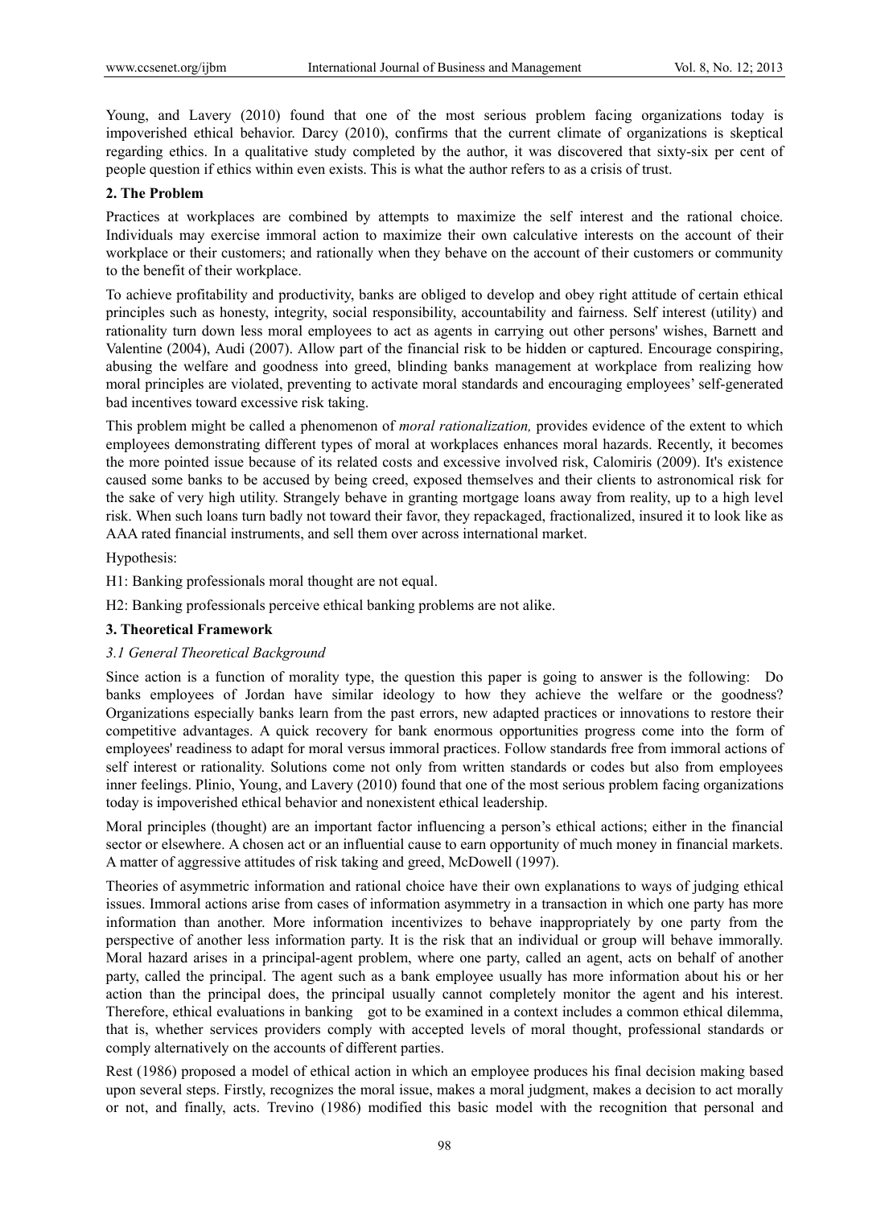Young, and Lavery (2010) found that one of the most serious problem facing organizations today is impoverished ethical behavior. Darcy (2010), confirms that the current climate of organizations is skeptical regarding ethics. In a qualitative study completed by the author, it was discovered that sixty-six per cent of people question if ethics within even exists. This is what the author refers to as a crisis of trust.

## 2. The Problem

Practices at workplaces are combined by attempts to maximize the self interest and the rational choice. Individuals may exercise immoral action to maximize their own calculative interests on the account of their workplace or their customers; and rationally when they behave on the account of their customers or community to the benefit of their workplace.

To achieve profitability and productivity, banks are obliged to develop and obey right attitude of certain ethical principles such as honesty, integrity, social responsibility, accountability and fairness. Self interest (utility) and rationality turn down less moral employees to act as agents in carrying out other persons' wishes, Barnett and Valentine (2004), Audi (2007). Allow part of the financial risk to be hidden or captured. Encourage conspiring, abusing the welfare and goodness into greed, blinding banks management at workplace from realizing how moral principles are violated, preventing to activate moral standards and encouraging employees' self-generated bad incentives toward excessive risk taking.

This problem might be called a phenomenon of *moral rationalization,* provides evidence of the extent to which employees demonstrating different types of moral at workplaces enhances moral hazards. Recently, it becomes the more pointed issue because of its related costs and excessive involved risk, Calomiris (2009). It's existence caused some banks to be accused by being creed, exposed themselves and their clients to astronomical risk for the sake of very high utility. Strangely behave in granting mortgage loans away from reality, up to a high level risk. When such loans turn badly not toward their favor, they repackaged, fractionalized, insured it to look like as AAA rated financial instruments, and sell them over across international market.

Hypothesis:

H1: Banking professionals moral thought are not equal.

H2: Banking professionals perceive ethical banking problems are not alike.

## 3. Theoretical Framework

### *3.1 General Theoretical Background*

Since action is a function of morality type, the question this paper is going to answer is the following: Do banks employees of Jordan have similar ideology to how they achieve the welfare or the goodness? Organizations especially banks learn from the past errors, new adapted practices or innovations to restore their competitive advantages. A quick recovery for bank enormous opportunities progress come into the form of employees' readiness to adapt for moral versus immoral practices. Follow standards free from immoral actions of self interest or rationality. Solutions come not only from written standards or codes but also from employees inner feelings. Plinio, Young, and Lavery (2010) found that one of the most serious problem facing organizations today is impoverished ethical behavior and nonexistent ethical leadership.

Moral principles (thought) are an important factor influencing a person's ethical actions; either in the financial sector or elsewhere. A chosen act or an influential cause to earn opportunity of much money in financial markets. A matter of aggressive attitudes of risk taking and greed, McDowell (1997).

Theories of asymmetric information and rational choice have their own explanations to ways of judging ethical issues. Immoral actions arise from cases of information asymmetry in a transaction in which one party has more information than another. More information incentivizes to behave inappropriately by one party from the perspective of another less information party. It is the risk that an individual or group will behave immorally. Moral hazard arises in a principal-agent problem, where one party, called an agent, acts on behalf of another party, called the principal. The agent such as a bank employee usually has more information about his or her action than the principal does, the principal usually cannot completely monitor the agent and his interest. Therefore, ethical evaluations in banking got to be examined in a context includes a common ethical dilemma, that is, whether services providers comply with accepted levels of moral thought, professional standards or comply alternatively on the accounts of different parties.

Rest (1986) proposed a model of ethical action in which an employee produces his final decision making based upon several steps. Firstly, recognizes the moral issue, makes a moral judgment, makes a decision to act morally or not, and finally, acts. Trevino (1986) modified this basic model with the recognition that personal and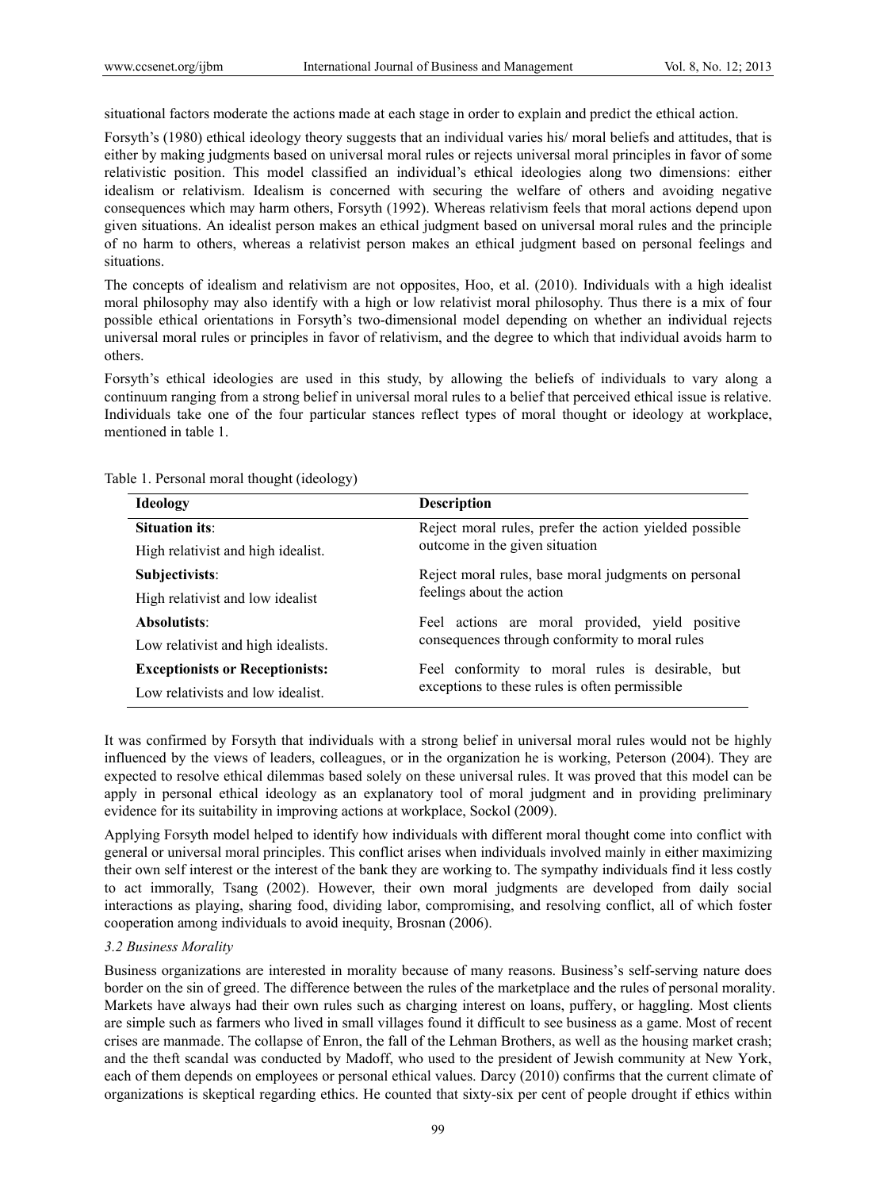situational factors moderate the actions made at each stage in order to explain and predict the ethical action.

Forsyth's (1980) ethical ideology theory suggests that an individual varies his/ moral beliefs and attitudes, that is either by making judgments based on universal moral rules or rejects universal moral principles in favor of some relativistic position. This model classified an individual's ethical ideologies along two dimensions: either idealism or relativism. Idealism is concerned with securing the welfare of others and avoiding negative consequences which may harm others, Forsyth (1992). Whereas relativism feels that moral actions depend upon given situations. An idealist person makes an ethical judgment based on universal moral rules and the principle of no harm to others, whereas a relativist person makes an ethical judgment based on personal feelings and situations.

The concepts of idealism and relativism are not opposites, Hoo, et al. (2010). Individuals with a high idealist moral philosophy may also identify with a high or low relativist moral philosophy. Thus there is a mix of four possible ethical orientations in Forsyth's two-dimensional model depending on whether an individual rejects universal moral rules or principles in favor of relativism, and the degree to which that individual avoids harm to others.

Forsyth's ethical ideologies are used in this study, by allowing the beliefs of individuals to vary along a continuum ranging from a strong belief in universal moral rules to a belief that perceived ethical issue is relative. Individuals take one of the four particular stances reflect types of moral thought or ideology at workplace, mentioned in table 1.

Table 1. Personal moral thought (ideology)

| Ideology | Description |
|---|---|
| **Situation its**: High relativist and high idealist. | Reject moral rules, prefer the action yielded possible outcome in the given situation |
| **Subjectivists**: High relativist and low idealist | Reject moral rules, base moral judgments on personal feelings about the action |
| **Absolutists**: Low relativist and high idealists. | Feel actions are moral provided, yield positive consequences through conformity to moral rules |
| **Exceptionists or Receptionists:** Low relativists and low idealist. | Feel conformity to moral rules is desirable, but exceptions to these rules is often permissible |

It was confirmed by Forsyth that individuals with a strong belief in universal moral rules would not be highly influenced by the views of leaders, colleagues, or in the organization he is working, Peterson (2004). They are expected to resolve ethical dilemmas based solely on these universal rules. It was proved that this model can be apply in personal ethical ideology as an explanatory tool of moral judgment and in providing preliminary evidence for its suitability in improving actions at workplace, Sockol (2009).

Applying Forsyth model helped to identify how individuals with different moral thought come into conflict with general or universal moral principles. This conflict arises when individuals involved mainly in either maximizing their own self interest or the interest of the bank they are working to. The sympathy individuals find it less costly to act immorally, Tsang (2002). However, their own moral judgments are developed from daily social interactions as playing, sharing food, dividing labor, compromising, and resolving conflict, all of which foster cooperation among individuals to avoid inequity, Brosnan (2006).

### *3.2 Business Morality*

Business organizations are interested in morality because of many reasons. Business's self-serving nature does border on the sin of greed. The difference between the rules of the marketplace and the rules of personal morality. Markets have always had their own rules such as charging interest on loans, puffery, or haggling. Most clients are simple such as farmers who lived in small villages found it difficult to see business as a game. Most of recent crises are manmade. The collapse of Enron, the fall of the Lehman Brothers, as well as the housing market crash; and the theft scandal was conducted by Madoff, who used to the president of Jewish community at New York, each of them depends on employees or personal ethical values. Darcy (2010) confirms that the current climate of organizations is skeptical regarding ethics. He counted that sixty-six per cent of people drought if ethics within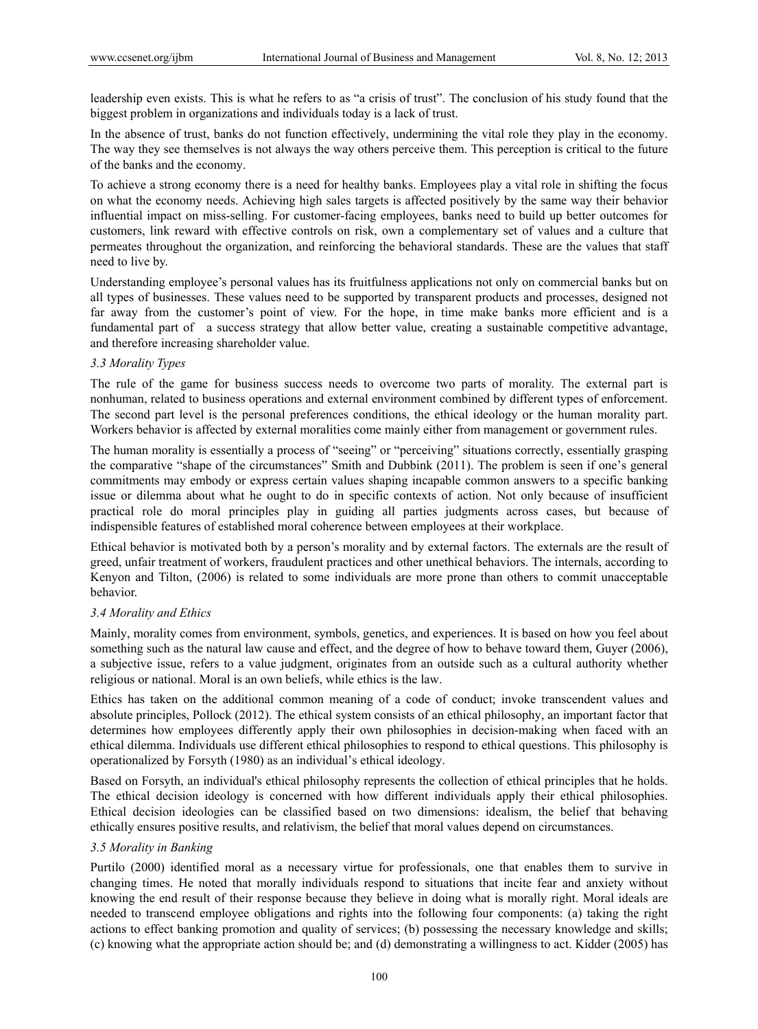leadership even exists. This is what he refers to as "a crisis of trust". The conclusion of his study found that the biggest problem in organizations and individuals today is a lack of trust.

In the absence of trust, banks do not function effectively, undermining the vital role they play in the economy. The way they see themselves is not always the way others perceive them. This perception is critical to the future of the banks and the economy.

To achieve a strong economy there is a need for healthy banks. Employees play a vital role in shifting the focus on what the economy needs. Achieving high sales targets is affected positively by the same way their behavior influential impact on miss-selling. For customer-facing employees, banks need to build up better outcomes for customers, link reward with effective controls on risk, own a complementary set of values and a culture that permeates throughout the organization, and reinforcing the behavioral standards. These are the values that staff need to live by.

Understanding employee's personal values has its fruitfulness applications not only on commercial banks but on all types of businesses. These values need to be supported by transparent products and processes, designed not far away from the customer's point of view. For the hope, in time make banks more efficient and is a fundamental part of a success strategy that allow better value, creating a sustainable competitive advantage, and therefore increasing shareholder value.

### *3.3 Morality Types*

The rule of the game for business success needs to overcome two parts of morality. The external part is nonhuman, related to business operations and external environment combined by different types of enforcement. The second part level is the personal preferences conditions, the ethical ideology or the human morality part. Workers behavior is affected by external moralities come mainly either from management or government rules.

The human morality is essentially a process of "seeing" or "perceiving" situations correctly, essentially grasping the comparative "shape of the circumstances" Smith and Dubbink (2011). The problem is seen if one's general commitments may embody or express certain values shaping incapable common answers to a specific banking issue or dilemma about what he ought to do in specific contexts of action. Not only because of insufficient practical role do moral principles play in guiding all parties judgments across cases, but because of indispensible features of established moral coherence between employees at their workplace.

Ethical behavior is motivated both by a person's morality and by external factors. The externals are the result of greed, unfair treatment of workers, fraudulent practices and other unethical behaviors. The internals, according to Kenyon and Tilton, (2006) is related to some individuals are more prone than others to commit unacceptable behavior.

### *3.4 Morality and Ethics*

Mainly, morality comes from environment, symbols, genetics, and experiences. It is based on how you feel about something such as the natural law cause and effect, and the degree of how to behave toward them, Guyer (2006), a subjective issue, refers to a value judgment, originates from an outside such as a cultural authority whether religious or national. Moral is an own beliefs, while ethics is the law.

Ethics has taken on the additional common meaning of a code of conduct; invoke transcendent values and absolute principles, Pollock (2012). The ethical system consists of an ethical philosophy, an important factor that determines how employees differently apply their own philosophies in decision-making when faced with an ethical dilemma. Individuals use different ethical philosophies to respond to ethical questions. This philosophy is operationalized by Forsyth (1980) as an individual's ethical ideology.

Based on Forsyth, an individual's ethical philosophy represents the collection of ethical principles that he holds. The ethical decision ideology is concerned with how different individuals apply their ethical philosophies. Ethical decision ideologies can be classified based on two dimensions: idealism, the belief that behaving ethically ensures positive results, and relativism, the belief that moral values depend on circumstances.

### *3.5 Morality in Banking*

Purtilo (2000) identified moral as a necessary virtue for professionals, one that enables them to survive in changing times. He noted that morally individuals respond to situations that incite fear and anxiety without knowing the end result of their response because they believe in doing what is morally right. Moral ideals are needed to transcend employee obligations and rights into the following four components: (a) taking the right actions to effect banking promotion and quality of services; (b) possessing the necessary knowledge and skills; (c) knowing what the appropriate action should be; and (d) demonstrating a willingness to act. Kidder (2005) has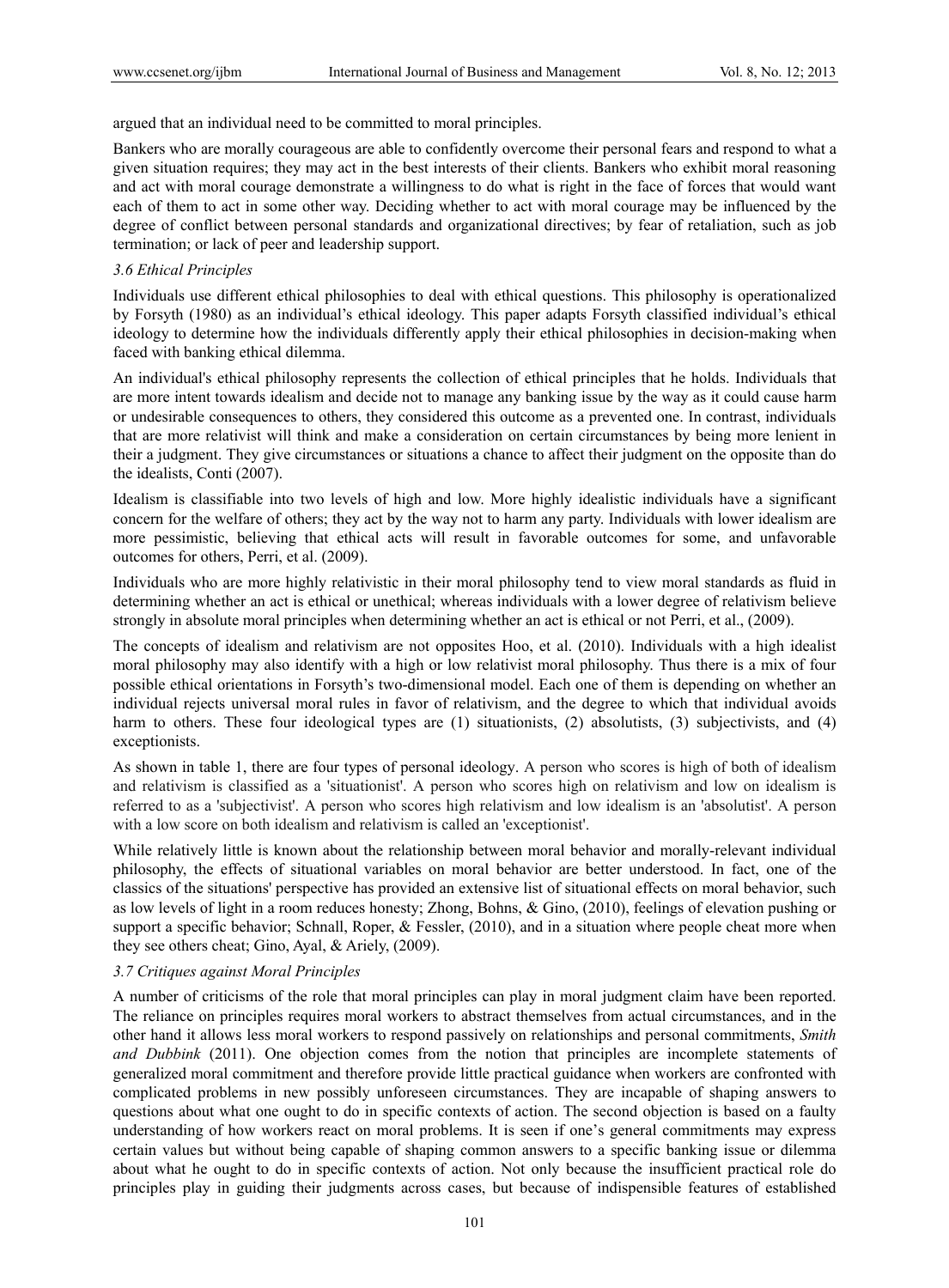argued that an individual need to be committed to moral principles.

Bankers who are morally courageous are able to confidently overcome their personal fears and respond to what a given situation requires; they may act in the best interests of their clients. Bankers who exhibit moral reasoning and act with moral courage demonstrate a willingness to do what is right in the face of forces that would want each of them to act in some other way. Deciding whether to act with moral courage may be influenced by the degree of conflict between personal standards and organizational directives; by fear of retaliation, such as job termination; or lack of peer and leadership support.

### *3.6 Ethical Principles*

Individuals use different ethical philosophies to deal with ethical questions. This philosophy is operationalized by Forsyth (1980) as an individual's ethical ideology. This paper adapts Forsyth classified individual's ethical ideology to determine how the individuals differently apply their ethical philosophies in decision-making when faced with banking ethical dilemma.

An individual's ethical philosophy represents the collection of ethical principles that he holds. Individuals that are more intent towards idealism and decide not to manage any banking issue by the way as it could cause harm or undesirable consequences to others, they considered this outcome as a prevented one. In contrast, individuals that are more relativist will think and make a consideration on certain circumstances by being more lenient in their a judgment. They give circumstances or situations a chance to affect their judgment on the opposite than do the idealists, Conti (2007).

Idealism is classifiable into two levels of high and low. More highly idealistic individuals have a significant concern for the welfare of others; they act by the way not to harm any party. Individuals with lower idealism are more pessimistic, believing that ethical acts will result in favorable outcomes for some, and unfavorable outcomes for others, Perri, et al. (2009).

Individuals who are more highly relativistic in their moral philosophy tend to view moral standards as fluid in determining whether an act is ethical or unethical; whereas individuals with a lower degree of relativism believe strongly in absolute moral principles when determining whether an act is ethical or not Perri, et al., (2009).

The concepts of idealism and relativism are not opposites Hoo, et al. (2010). Individuals with a high idealist moral philosophy may also identify with a high or low relativist moral philosophy. Thus there is a mix of four possible ethical orientations in Forsyth's two-dimensional model. Each one of them is depending on whether an individual rejects universal moral rules in favor of relativism, and the degree to which that individual avoids harm to others. These four ideological types are (1) situationists, (2) absolutists, (3) subjectivists, and (4) exceptionists.

As shown in table 1, there are four types of personal ideology. A person who scores is high of both of idealism and relativism is classified as a 'situationist'. A person who scores high on relativism and low on idealism is referred to as a 'subjectivist'. A person who scores high relativism and low idealism is an 'absolutist'. A person with a low score on both idealism and relativism is called an 'exceptionist'.

While relatively little is known about the relationship between moral behavior and morally-relevant individual philosophy, the effects of situational variables on moral behavior are better understood. In fact, one of the classics of the situations' perspective has provided an extensive list of situational effects on moral behavior, such as low levels of light in a room reduces honesty; Zhong, Bohns, & Gino, (2010), feelings of elevation pushing or support a specific behavior; Schnall, Roper, & Fessler, (2010), and in a situation where people cheat more when they see others cheat; Gino, Ayal, & Ariely, (2009).

### *3.7 Critiques against Moral Principles*

A number of criticisms of the role that moral principles can play in moral judgment claim have been reported. The reliance on principles requires moral workers to abstract themselves from actual circumstances, and in the other hand it allows less moral workers to respond passively on relationships and personal commitments, *Smith and Dubbink* (2011). One objection comes from the notion that principles are incomplete statements of generalized moral commitment and therefore provide little practical guidance when workers are confronted with complicated problems in new possibly unforeseen circumstances. They are incapable of shaping answers to questions about what one ought to do in specific contexts of action. The second objection is based on a faulty understanding of how workers react on moral problems. It is seen if one's general commitments may express certain values but without being capable of shaping common answers to a specific banking issue or dilemma about what he ought to do in specific contexts of action. Not only because the insufficient practical role do principles play in guiding their judgments across cases, but because of indispensible features of established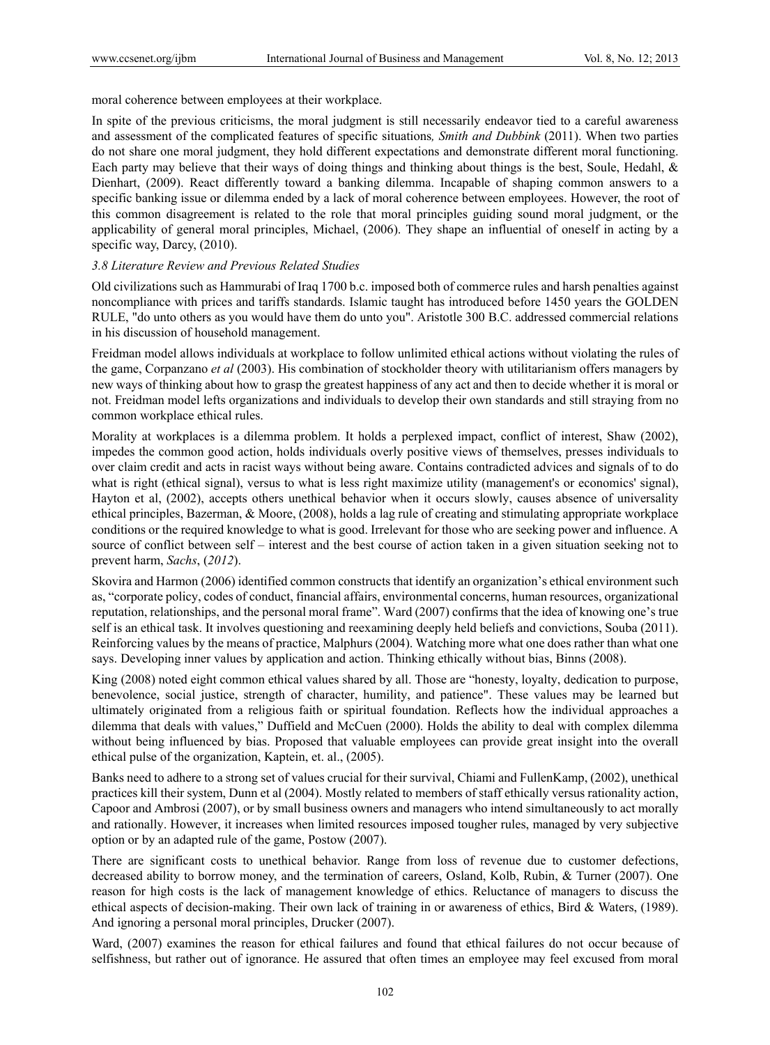moral coherence between employees at their workplace.

In spite of the previous criticisms, the moral judgment is still necessarily endeavor tied to a careful awareness and assessment of the complicated features of specific situations*, Smith and Dubbink* (2011). When two parties do not share one moral judgment, they hold different expectations and demonstrate different moral functioning. Each party may believe that their ways of doing things and thinking about things is the best, Soule, Hedahl, & Dienhart, (2009). React differently toward a banking dilemma. Incapable of shaping common answers to a specific banking issue or dilemma ended by a lack of moral coherence between employees. However, the root of this common disagreement is related to the role that moral principles guiding sound moral judgment, or the applicability of general moral principles, Michael, (2006). They shape an influential of oneself in acting by a specific way, Darcy, (2010).

### *3.8 Literature Review and Previous Related Studies*

Old civilizations such as Hammurabi of Iraq 1700 b.c. imposed both of commerce rules and harsh penalties against noncompliance with prices and tariffs standards. Islamic taught has introduced before 1450 years the GOLDEN RULE, "do unto others as you would have them do unto you". Aristotle 300 B.C. addressed commercial relations in his discussion of household management.

Freidman model allows individuals at workplace to follow unlimited ethical actions without violating the rules of the game, Corpanzano *et al* (2003). His combination of stockholder theory with utilitarianism offers managers by new ways of thinking about how to grasp the greatest happiness of any act and then to decide whether it is moral or not. Freidman model lefts organizations and individuals to develop their own standards and still straying from no common workplace ethical rules.

Morality at workplaces is a dilemma problem. It holds a perplexed impact, conflict of interest, Shaw (2002), impedes the common good action, holds individuals overly positive views of themselves, presses individuals to over claim credit and acts in racist ways without being aware. Contains contradicted advices and signals of to do what is right (ethical signal), versus to what is less right maximize utility (management's or economics' signal), Hayton et al, (2002), accepts others unethical behavior when it occurs slowly, causes absence of universality ethical principles, Bazerman, & Moore, (2008), holds a lag rule of creating and stimulating appropriate workplace conditions or the required knowledge to what is good. Irrelevant for those who are seeking power and influence. A source of conflict between self – interest and the best course of action taken in a given situation seeking not to prevent harm, *Sachs*, (*2012*).

Skovira and Harmon (2006) identified common constructs that identify an organization's ethical environment such as, "corporate policy, codes of conduct, financial affairs, environmental concerns, human resources, organizational reputation, relationships, and the personal moral frame". Ward (2007) confirms that the idea of knowing one's true self is an ethical task. It involves questioning and reexamining deeply held beliefs and convictions, Souba (2011). Reinforcing values by the means of practice, Malphurs (2004). Watching more what one does rather than what one says. Developing inner values by application and action. Thinking ethically without bias, Binns (2008).

King (2008) noted eight common ethical values shared by all. Those are "honesty, loyalty, dedication to purpose, benevolence, social justice, strength of character, humility, and patience". These values may be learned but ultimately originated from a religious faith or spiritual foundation. Reflects how the individual approaches a dilemma that deals with values," Duffield and McCuen (2000). Holds the ability to deal with complex dilemma without being influenced by bias. Proposed that valuable employees can provide great insight into the overall ethical pulse of the organization, Kaptein, et. al., (2005).

Banks need to adhere to a strong set of values crucial for their survival, Chiami and FullenKamp, (2002), unethical practices kill their system, Dunn et al (2004). Mostly related to members of staff ethically versus rationality action, Capoor and Ambrosi (2007), or by small business owners and managers who intend simultaneously to act morally and rationally. However, it increases when limited resources imposed tougher rules, managed by very subjective option or by an adapted rule of the game, Postow (2007).

There are significant costs to unethical behavior. Range from loss of revenue due to customer defections, decreased ability to borrow money, and the termination of careers, Osland, Kolb, Rubin, & Turner (2007). One reason for high costs is the lack of management knowledge of ethics. Reluctance of managers to discuss the ethical aspects of decision-making. Their own lack of training in or awareness of ethics, Bird & Waters, (1989). And ignoring a personal moral principles, Drucker (2007).

Ward, (2007) examines the reason for ethical failures and found that ethical failures do not occur because of selfishness, but rather out of ignorance. He assured that often times an employee may feel excused from moral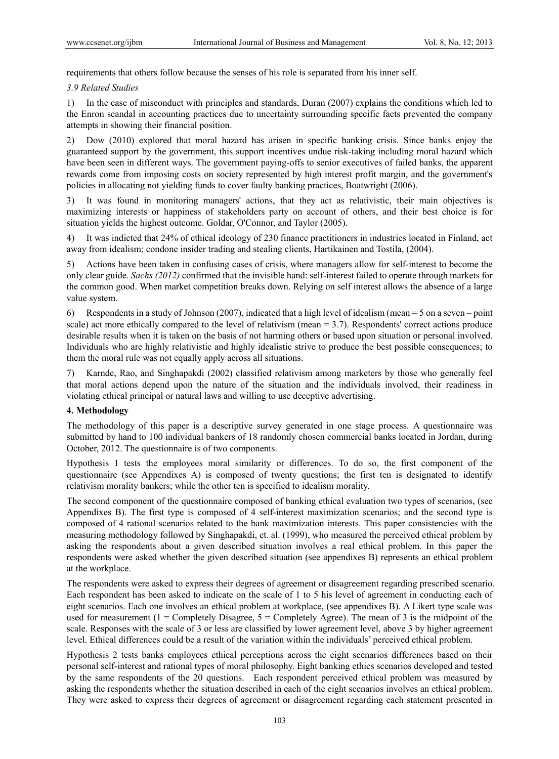requirements that others follow because the senses of his role is separated from his inner self.

*3.9 Related Studies*

1) In the case of misconduct with principles and standards, Duran (2007) explains the conditions which led to the Enron scandal in accounting practices due to uncertainty surrounding specific facts prevented the company attempts in showing their financial position.

2) Dow (2010) explored that moral hazard has arisen in specific banking crisis. Since banks enjoy the guaranteed support by the government, this support incentives undue risk-taking including moral hazard which have been seen in different ways. The government paying-offs to senior executives of failed banks, the apparent rewards come from imposing costs on society represented by high interest profit margin, and the government's policies in allocating not yielding funds to cover faulty banking practices, Boatwright (2006).

3) It was found in monitoring managers' actions, that they act as relativistic, their main objectives is maximizing interests or happiness of stakeholders party on account of others, and their best choice is for situation yields the highest outcome. Goldar, O'Connor, and Taylor (2005).

4) It was indicted that 24% of ethical ideology of 230 finance practitioners in industries located in Finland, act away from idealism; condone insider trading and stealing clients, Hartikainen and Tostila, (2004).

5) Actions have been taken in confusing cases of crisis, where managers allow for self-interest to become the only clear guide. *Sachs (2012)* confirmed that the invisible hand: self-interest failed to operate through markets for the common good. When market competition breaks down. Relying on self interest allows the absence of a large value system.

6) Respondents in a study of Johnson (2007), indicated that a high level of idealism (mean = 5 on a seven – point scale) act more ethically compared to the level of relativism (mean = 3.7). Respondents' correct actions produce desirable results when it is taken on the basis of not harming others or based upon situation or personal involved. Individuals who are highly relativistic and highly idealistic strive to produce the best possible consequences; to them the moral rule was not equally apply across all situations.

7) Karnde, Rao, and Singhapakdi (2002) classified relativism among marketers by those who generally feel that moral actions depend upon the nature of the situation and the individuals involved, their readiness in violating ethical principal or natural laws and willing to use deceptive advertising.

## 4. Methodology

The methodology of this paper is a descriptive survey generated in one stage process. A questionnaire was submitted by hand to 100 individual bankers of 18 randomly chosen commercial banks located in Jordan, during October, 2012. The questionnaire is of two components.

Hypothesis 1 tests the employees moral similarity or differences. To do so, the first component of the questionnaire (see Appendixes A) is composed of twenty questions; the first ten is designated to identify relativism morality bankers; while the other ten is specified to idealism morality.

The second component of the questionnaire composed of banking ethical evaluation two types of scenarios, (see Appendixes B). The first type is composed of 4 self-interest maximization scenarios; and the second type is composed of 4 rational scenarios related to the bank maximization interests. This paper consistencies with the measuring methodology followed by Singhapakdi, et. al. (1999), who measured the perceived ethical problem by asking the respondents about a given described situation involves a real ethical problem. In this paper the respondents were asked whether the given described situation (see appendixes B) represents an ethical problem at the workplace.

The respondents were asked to express their degrees of agreement or disagreement regarding prescribed scenario. Each respondent has been asked to indicate on the scale of 1 to 5 his level of agreement in conducting each of eight scenarios. Each one involves an ethical problem at workplace, (see appendixes B). A Likert type scale was used for measurement (1 = Completely Disagree, 5 = Completely Agree). The mean of 3 is the midpoint of the scale. Responses with the scale of 3 or less are classified by lower agreement level, above 3 by higher agreement level. Ethical differences could be a result of the variation within the individuals' perceived ethical problem.

Hypothesis 2 tests banks employees ethical perceptions across the eight scenarios differences based on their personal self-interest and rational types of moral philosophy. Eight banking ethics scenarios developed and tested by the same respondents of the 20 questions. Each respondent perceived ethical problem was measured by asking the respondents whether the situation described in each of the eight scenarios involves an ethical problem. They were asked to express their degrees of agreement or disagreement regarding each statement presented in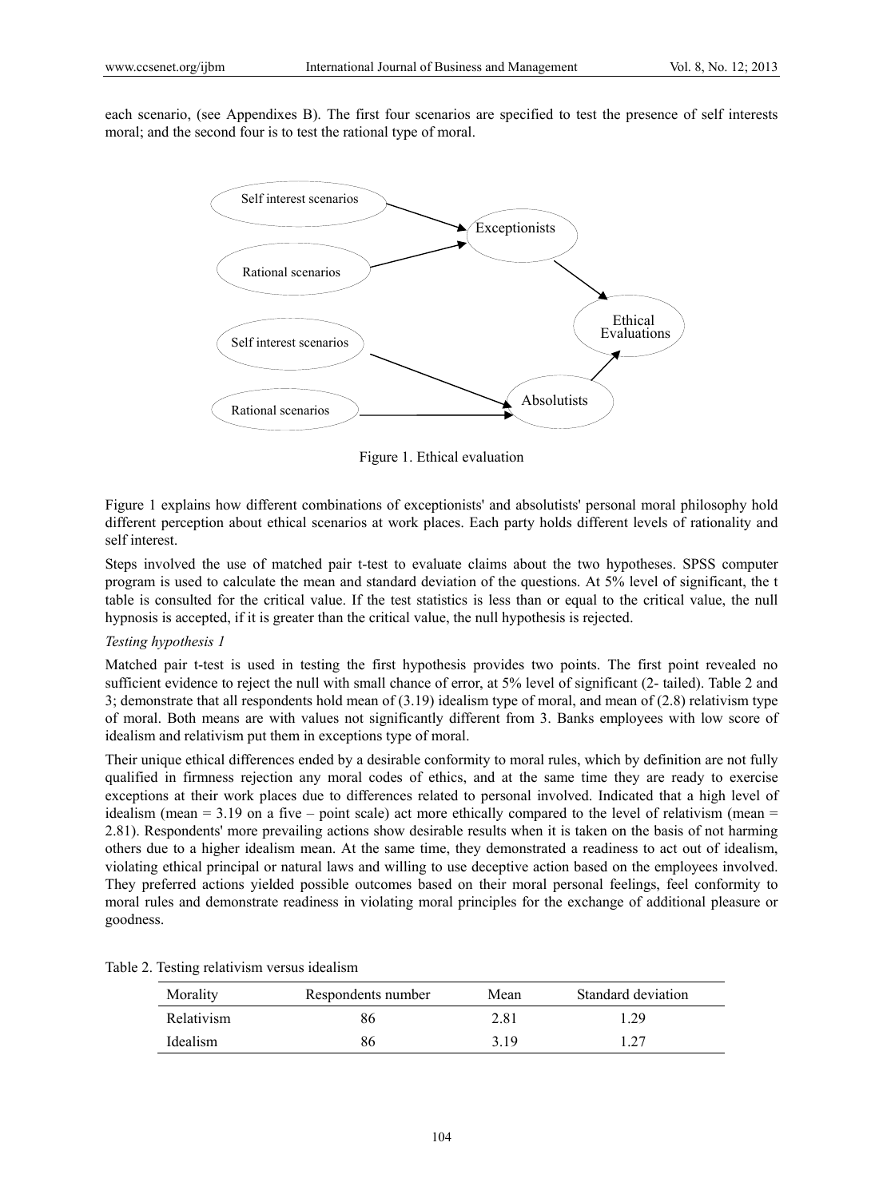each scenario, (see Appendixes B). The first four scenarios are specified to test the presence of self interests moral; and the second four is to test the rational type of moral.

Figure 1. Ethical evaluation

Figure 1 explains how different combinations of exceptionists' and absolutists' personal moral philosophy hold different perception about ethical scenarios at work places. Each party holds different levels of rationality and self interest.

Steps involved the use of matched pair t-test to evaluate claims about the two hypotheses. SPSS computer program is used to calculate the mean and standard deviation of the questions. At 5% level of significant, the t table is consulted for the critical value. If the test statistics is less than or equal to the critical value, the null hypnosis is accepted, if it is greater than the critical value, the null hypothesis is rejected.

*Testing hypothesis 1*

Matched pair t-test is used in testing the first hypothesis provides two points. The first point revealed no sufficient evidence to reject the null with small chance of error, at 5% level of significant (2- tailed). Table 2 and 3; demonstrate that all respondents hold mean of (3.19) idealism type of moral, and mean of (2.8) relativism type of moral. Both means are with values not significantly different from 3. Banks employees with low score of idealism and relativism put them in exceptions type of moral.

Their unique ethical differences ended by a desirable conformity to moral rules, which by definition are not fully qualified in firmness rejection any moral codes of ethics, and at the same time they are ready to exercise exceptions at their work places due to differences related to personal involved. Indicated that a high level of idealism (mean = 3.19 on a five – point scale) act more ethically compared to the level of relativism (mean = 2.81). Respondents' more prevailing actions show desirable results when it is taken on the basis of not harming others due to a higher idealism mean. At the same time, they demonstrated a readiness to act out of idealism, violating ethical principal or natural laws and willing to use deceptive action based on the employees involved. They preferred actions yielded possible outcomes based on their moral personal feelings, feel conformity to moral rules and demonstrate readiness in violating moral principles for the exchange of additional pleasure or goodness.

Table 2. Testing relativism versus idealism

| Morality | Respondents number | Mean | Standard deviation |
|---|---|---|---|
| Relativism | 86 | 2.81 | 1.29 |
| Idealism | 86 | 3.19 | 1.27 |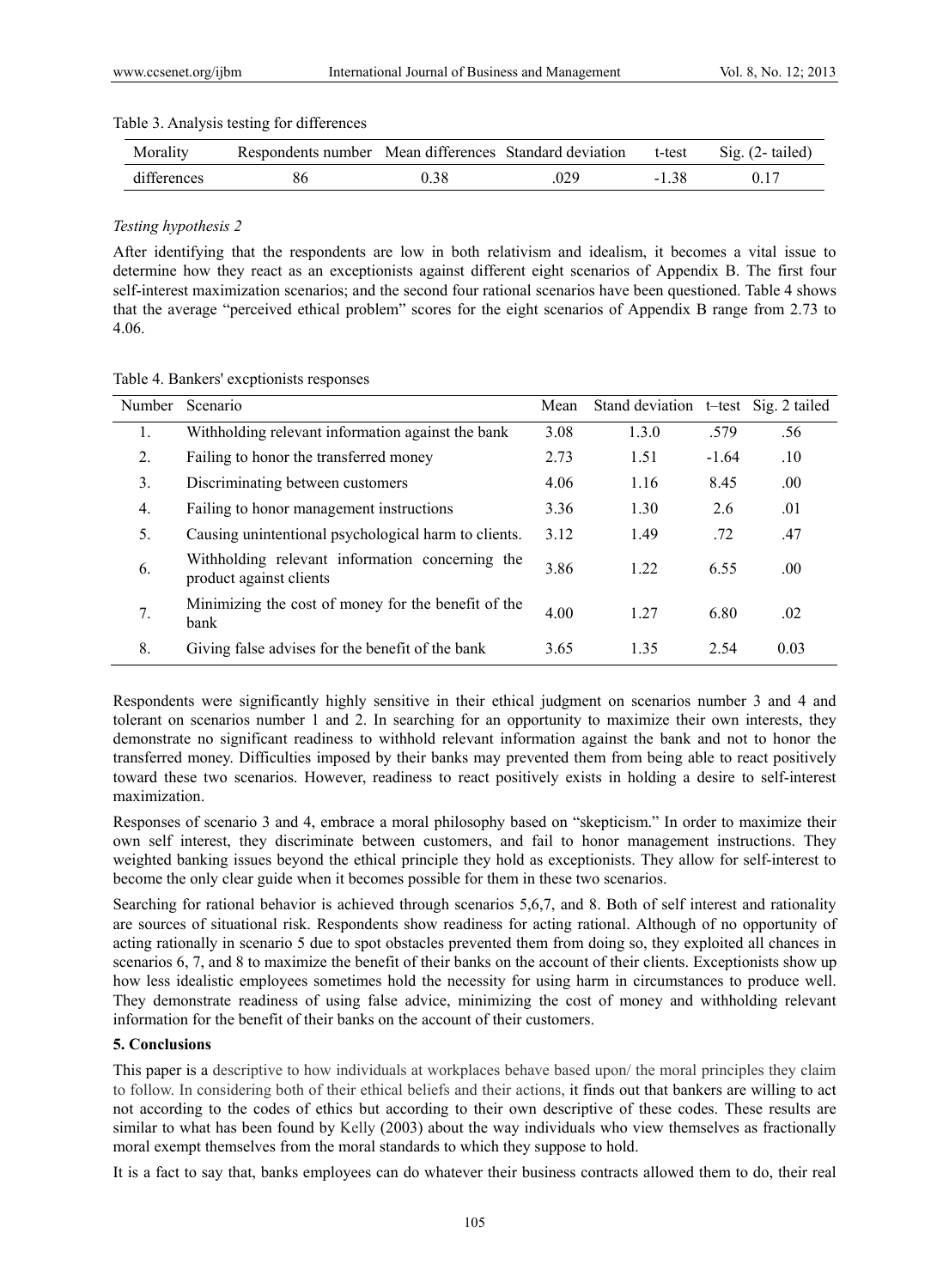Table 3. Analysis testing for differences

| Morality | Respondents number | Mean differences | Standard deviation | t-test | Sig. (2- tailed) |
|---|---|---|---|---|---|
| differences | 86 | 0.38 | .029 | -1.38 | 0.17 |

*Testing hypothesis 2*

After identifying that the respondents are low in both relativism and idealism, it becomes a vital issue to determine how they react as an exceptionists against different eight scenarios of Appendix B. The first four self-interest maximization scenarios; and the second four rational scenarios have been questioned. Table 4 shows that the average "perceived ethical problem" scores for the eight scenarios of Appendix B range from 2.73 to 4.06.

Table 4. Bankers' excptionists responses

| Number | Scenario | Mean | Stand deviation | t–test | Sig. 2 tailed |
|---|---|---|---|---|---|
| 1. | Withholding relevant information against the bank | 3.08 | 1.3.0 | .579 | .56 |
| 2. | Failing to honor the transferred money | 2.73 | 1.51 | -1.64 | .10 |
| 3. | Discriminating between customers | 4.06 | 1.16 | 8.45 | .00 |
| 4. | Failing to honor management instructions | 3.36 | 1.30 | 2.6 | .01 |
| 5. | Causing unintentional psychological harm to clients. | 3.12 | 1.49 | .72 | .47 |
| 6. | Withholding relevant information concerning the product against clients | 3.86 | 1.22 | 6.55 | .00 |
| 7. | Minimizing the cost of money for the benefit of the bank | 4.00 | 1.27 | 6.80 | .02 |
| 8. | Giving false advises for the benefit of the bank | 3.65 | 1.35 | 2.54 | 0.03 |

Respondents were significantly highly sensitive in their ethical judgment on scenarios number 3 and 4 and tolerant on scenarios number 1 and 2. In searching for an opportunity to maximize their own interests, they demonstrate no significant readiness to withhold relevant information against the bank and not to honor the transferred money. Difficulties imposed by their banks may prevented them from being able to react positively toward these two scenarios. However, readiness to react positively exists in holding a desire to self-interest maximization.

Responses of scenario 3 and 4, embrace a moral philosophy based on "skepticism." In order to maximize their own self interest, they discriminate between customers, and fail to honor management instructions. They weighted banking issues beyond the ethical principle they hold as exceptionists. They allow for self-interest to become the only clear guide when it becomes possible for them in these two scenarios.

Searching for rational behavior is achieved through scenarios 5,6,7, and 8. Both of self interest and rationality are sources of situational risk. Respondents show readiness for acting rational. Although of no opportunity of acting rationally in scenario 5 due to spot obstacles prevented them from doing so, they exploited all chances in scenarios 6, 7, and 8 to maximize the benefit of their banks on the account of their clients. Exceptionists show up how less idealistic employees sometimes hold the necessity for using harm in circumstances to produce well. They demonstrate readiness of using false advice, minimizing the cost of money and withholding relevant information for the benefit of their banks on the account of their customers.

## 5. Conclusions

This paper is a descriptive to how individuals at workplaces behave based upon/ the moral principles they claim to follow. In considering both of their ethical beliefs and their actions, it finds out that bankers are willing to act not according to the codes of ethics but according to their own descriptive of these codes. These results are similar to what has been found by Kelly (2003) about the way individuals who view themselves as fractionally moral exempt themselves from the moral standards to which they suppose to hold.

It is a fact to say that, banks employees can do whatever their business contracts allowed them to do, their real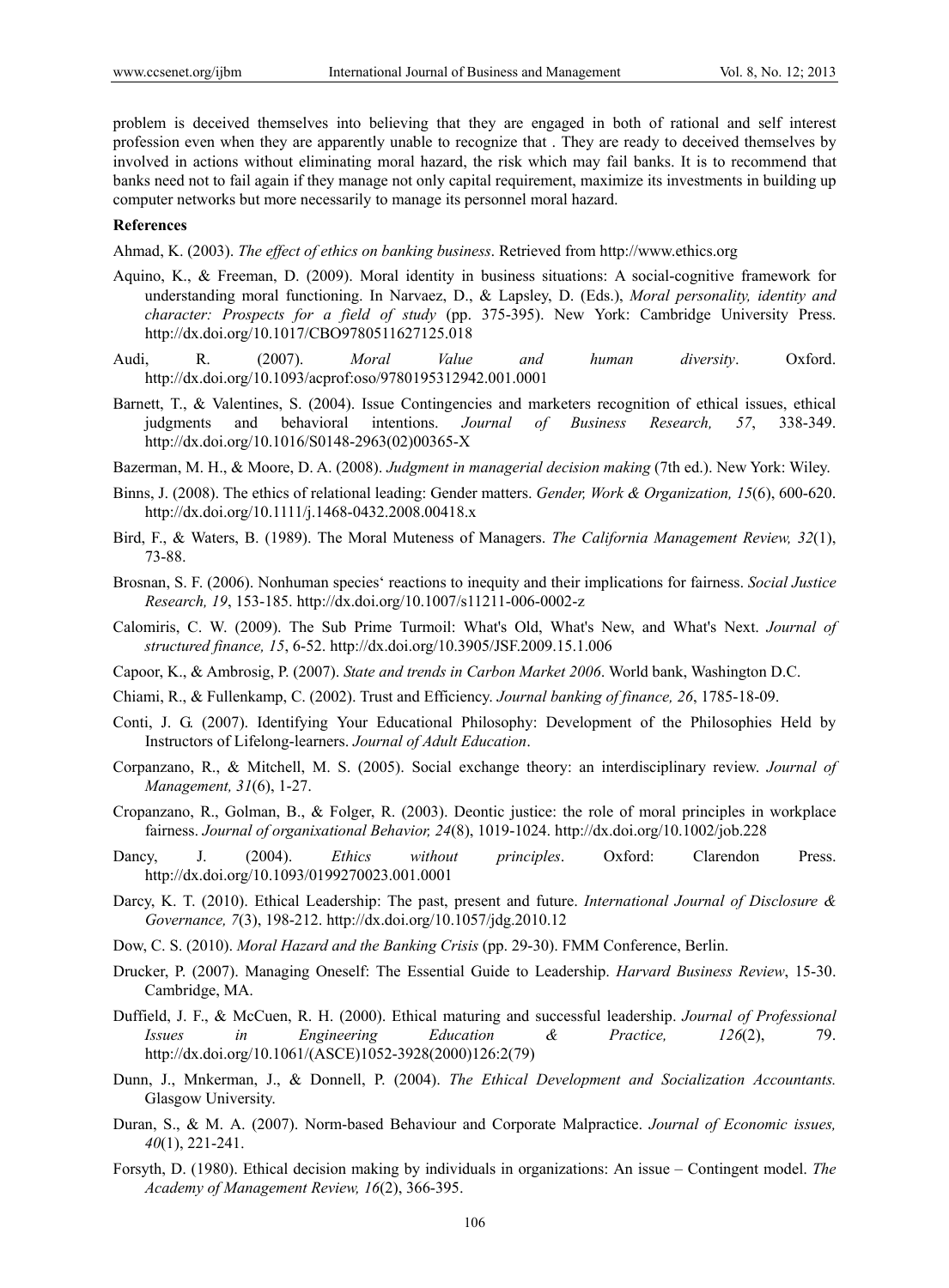problem is deceived themselves into believing that they are engaged in both of rational and self interest profession even when they are apparently unable to recognize that . They are ready to deceived themselves by involved in actions without eliminating moral hazard, the risk which may fail banks. It is to recommend that banks need not to fail again if they manage not only capital requirement, maximize its investments in building up computer networks but more necessarily to manage its personnel moral hazard.

**References**

Ahmad, K. (2003). *The effect of ethics on banking business*. Retrieved from http://www.ethics.org

Aquino, K., & Freeman, D. (2009). Moral identity in business situations: A social-cognitive framework for understanding moral functioning. In Narvaez, D., & Lapsley, D. (Eds.), *Moral personality, identity and character: Prospects for a field of study* (pp. 375-395). New York: Cambridge University Press. http://dx.doi.org/10.1017/CBO9780511627125.018

Audi, R. (2007). *Moral Value and human diversity*. Oxford. http://dx.doi.org/10.1093/acprof:oso/9780195312942.001.0001

Barnett, T., & Valentines, S. (2004). Issue Contingencies and marketers recognition of ethical issues, ethical judgments and behavioral intentions. *Journal of Business Research, 57*, 338-349. http://dx.doi.org/10.1016/S0148-2963(02)00365-X

Bazerman, M. H., & Moore, D. A. (2008). *Judgment in managerial decision making* (7th ed.). New York: Wiley.

Binns, J. (2008). The ethics of relational leading: Gender matters. *Gender, Work & Organization, 15*(6), 600-620. http://dx.doi.org/10.1111/j.1468-0432.2008.00418.x

Bird, F., & Waters, B. (1989). The Moral Muteness of Managers. *The California Management Review, 32*(1), 73-88.

Brosnan, S. F. (2006). Nonhuman species' reactions to inequity and their implications for fairness. *Social Justice Research, 19*, 153-185. http://dx.doi.org/10.1007/s11211-006-0002-z

Calomiris, C. W. (2009). The Sub Prime Turmoil: What's Old, What's New, and What's Next. *Journal of structured finance, 15*, 6-52. http://dx.doi.org/10.3905/JSF.2009.15.1.006

Capoor, K., & Ambrosig, P. (2007). *State and trends in Carbon Market 2006*. World bank, Washington D.C.

Chiami, R., & Fullenkamp, C. (2002). Trust and Efficiency. *Journal banking of finance, 26*, 1785-18-09.

Conti, J. G. (2007). Identifying Your Educational Philosophy: Development of the Philosophies Held by Instructors of Lifelong-learners. *Journal of Adult Education*.

Corpanzano, R., & Mitchell, M. S. (2005). Social exchange theory: an interdisciplinary review. *Journal of Management, 31*(6), 1-27.

Cropanzano, R., Golman, B., & Folger, R. (2003). Deontic justice: the role of moral principles in workplace fairness. *Journal of organixational Behavior, 24*(8), 1019-1024. http://dx.doi.org/10.1002/job.228

Dancy, J. (2004). *Ethics without principles*. Oxford: Clarendon Press. http://dx.doi.org/10.1093/0199270023.001.0001

Darcy, K. T. (2010). Ethical Leadership: The past, present and future. *International Journal of Disclosure & Governance, 7*(3), 198-212. http://dx.doi.org/10.1057/jdg.2010.12

Dow, C. S. (2010). *Moral Hazard and the Banking Crisis* (pp. 29-30). FMM Conference, Berlin.

Drucker, P. (2007). Managing Oneself: The Essential Guide to Leadership. *Harvard Business Review*, 15-30. Cambridge, MA.

Duffield, J. F., & McCuen, R. H. (2000). Ethical maturing and successful leadership. *Journal of Professional Issues in Engineering Education & Practice, 126*(2), 79. http://dx.doi.org/10.1061/(ASCE)1052-3928(2000)126:2(79)

Dunn, J., Mnkerman, J., & Donnell, P. (2004). *The Ethical Development and Socialization Accountants.* Glasgow University.

Duran, S., & M. A. (2007). Norm-based Behaviour and Corporate Malpractice. *Journal of Economic issues, 40*(1), 221-241.

Forsyth, D. (1980). Ethical decision making by individuals in organizations: An issue – Contingent model. *The Academy of Management Review, 16*(2), 366-395.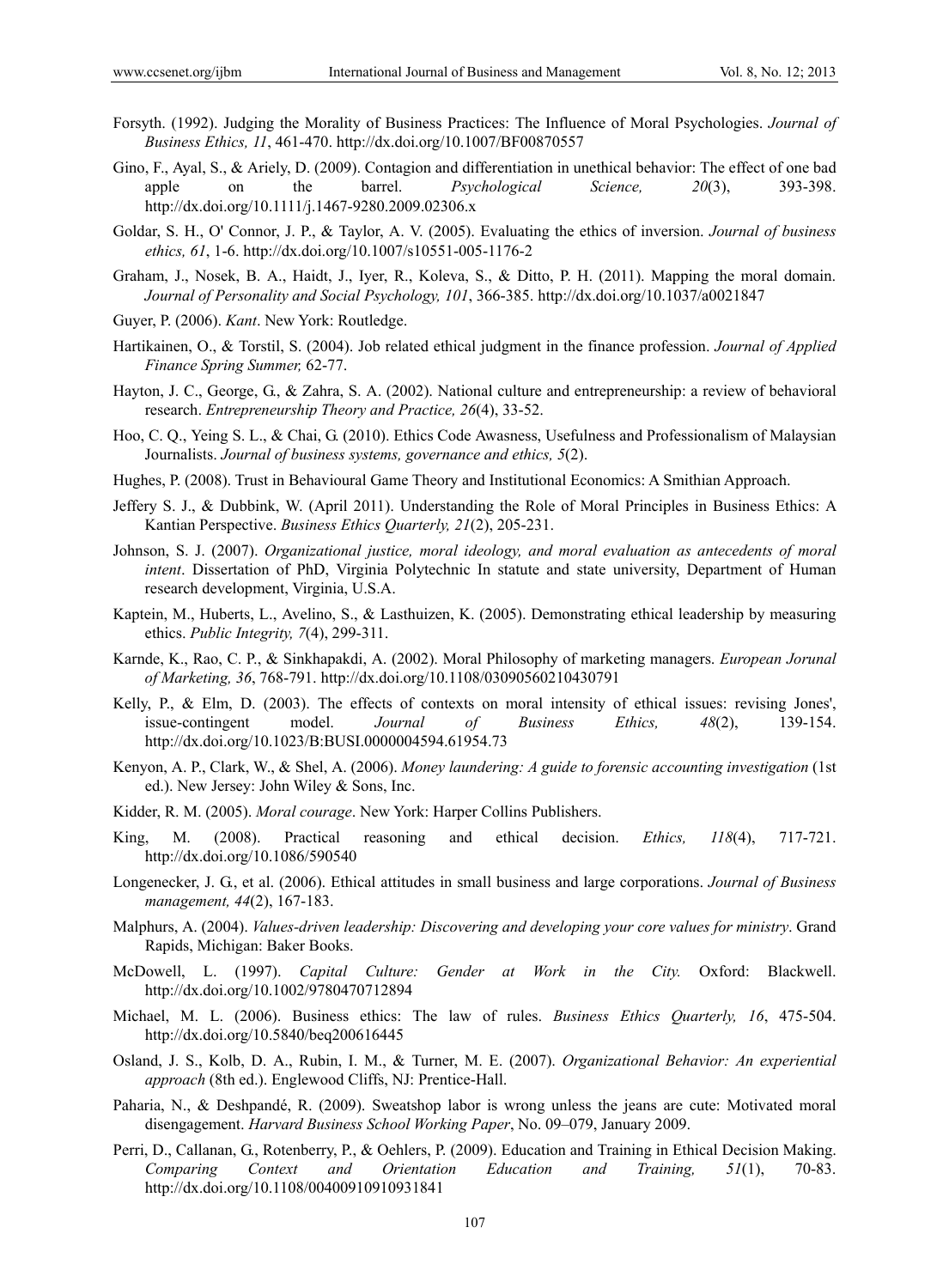Forsyth. (1992). Judging the Morality of Business Practices: The Influence of Moral Psychologies. *Journal of Business Ethics, 11*, 461-470. http://dx.doi.org/10.1007/BF00870557

Gino, F., Ayal, S., & Ariely, D. (2009). Contagion and differentiation in unethical behavior: The effect of one bad apple on the barrel. *Psychological Science, 20*(3), 393-398. http://dx.doi.org/10.1111/j.1467-9280.2009.02306.x

Goldar, S. H., O' Connor, J. P., & Taylor, A. V. (2005). Evaluating the ethics of inversion. *Journal of business ethics, 61*, 1-6. http://dx.doi.org/10.1007/s10551-005-1176-2

Graham, J., Nosek, B. A., Haidt, J., Iyer, R., Koleva, S., & Ditto, P. H. (2011). Mapping the moral domain. *Journal of Personality and Social Psychology, 101*, 366-385. http://dx.doi.org/10.1037/a0021847

Guyer, P. (2006). *Kant*. New York: Routledge.

Hartikainen, O., & Torstil, S. (2004). Job related ethical judgment in the finance profession. *Journal of Applied Finance Spring Summer,* 62-77.

Hayton, J. C., George, G., & Zahra, S. A. (2002). National culture and entrepreneurship: a review of behavioral research. *Entrepreneurship Theory and Practice, 26*(4), 33-52.

Hoo, C. Q., Yeing S. L., & Chai, G. (2010). Ethics Code Awasness, Usefulness and Professionalism of Malaysian Journalists. *Journal of business systems, governance and ethics, 5*(2).

Hughes, P. (2008). Trust in Behavioural Game Theory and Institutional Economics: A Smithian Approach.

Jeffery S. J., & Dubbink, W. (April 2011). Understanding the Role of Moral Principles in Business Ethics: A Kantian Perspective. *Business Ethics Quarterly, 21*(2), 205-231.

Johnson, S. J. (2007). *Organizational justice, moral ideology, and moral evaluation as antecedents of moral intent*. Dissertation of PhD, Virginia Polytechnic In statute and state university, Department of Human research development, Virginia, U.S.A.

Kaptein, M., Huberts, L., Avelino, S., & Lasthuizen, K. (2005). Demonstrating ethical leadership by measuring ethics. *Public Integrity, 7*(4), 299-311.

Karnde, K., Rao, C. P., & Sinkhapakdi, A. (2002). Moral Philosophy of marketing managers. *European Jorunal of Marketing, 36*, 768-791. http://dx.doi.org/10.1108/03090560210430791

Kelly, P., & Elm, D. (2003). The effects of contexts on moral intensity of ethical issues: revising Jones', issue-contingent model. *Journal of Business Ethics, 48*(2), 139-154. http://dx.doi.org/10.1023/B:BUSI.0000004594.61954.73

Kenyon, A. P., Clark, W., & Shel, A. (2006). *Money laundering: A guide to forensic accounting investigation* (1st ed.). New Jersey: John Wiley & Sons, Inc.

Kidder, R. M. (2005). *Moral courage*. New York: Harper Collins Publishers.

King, M. (2008). Practical reasoning and ethical decision. *Ethics, 118*(4), 717-721. http://dx.doi.org/10.1086/590540

Longenecker, J. G., et al. (2006). Ethical attitudes in small business and large corporations. *Journal of Business management, 44*(2), 167-183.

Malphurs, A. (2004). *Values-driven leadership: Discovering and developing your core values for ministry*. Grand Rapids, Michigan: Baker Books.

McDowell, L. (1997). *Capital Culture: Gender at Work in the City.* Oxford: Blackwell. http://dx.doi.org/10.1002/9780470712894

Michael, M. L. (2006). Business ethics: The law of rules. *Business Ethics Quarterly, 16*, 475-504. http://dx.doi.org/10.5840/beq200616445

Osland, J. S., Kolb, D. A., Rubin, I. M., & Turner, M. E. (2007). *Organizational Behavior: An experiential approach* (8th ed.). Englewood Cliffs, NJ: Prentice-Hall.

Paharia, N., & Deshpandé, R. (2009). Sweatshop labor is wrong unless the jeans are cute: Motivated moral disengagement. *Harvard Business School Working Paper*, No. 09–079, January 2009.

Perri, D., Callanan, G., Rotenberry, P., & Oehlers, P. (2009). Education and Training in Ethical Decision Making. *Comparing Context and Orientation Education and Training, 51*(1), 70-83. http://dx.doi.org/10.1108/00400910910931841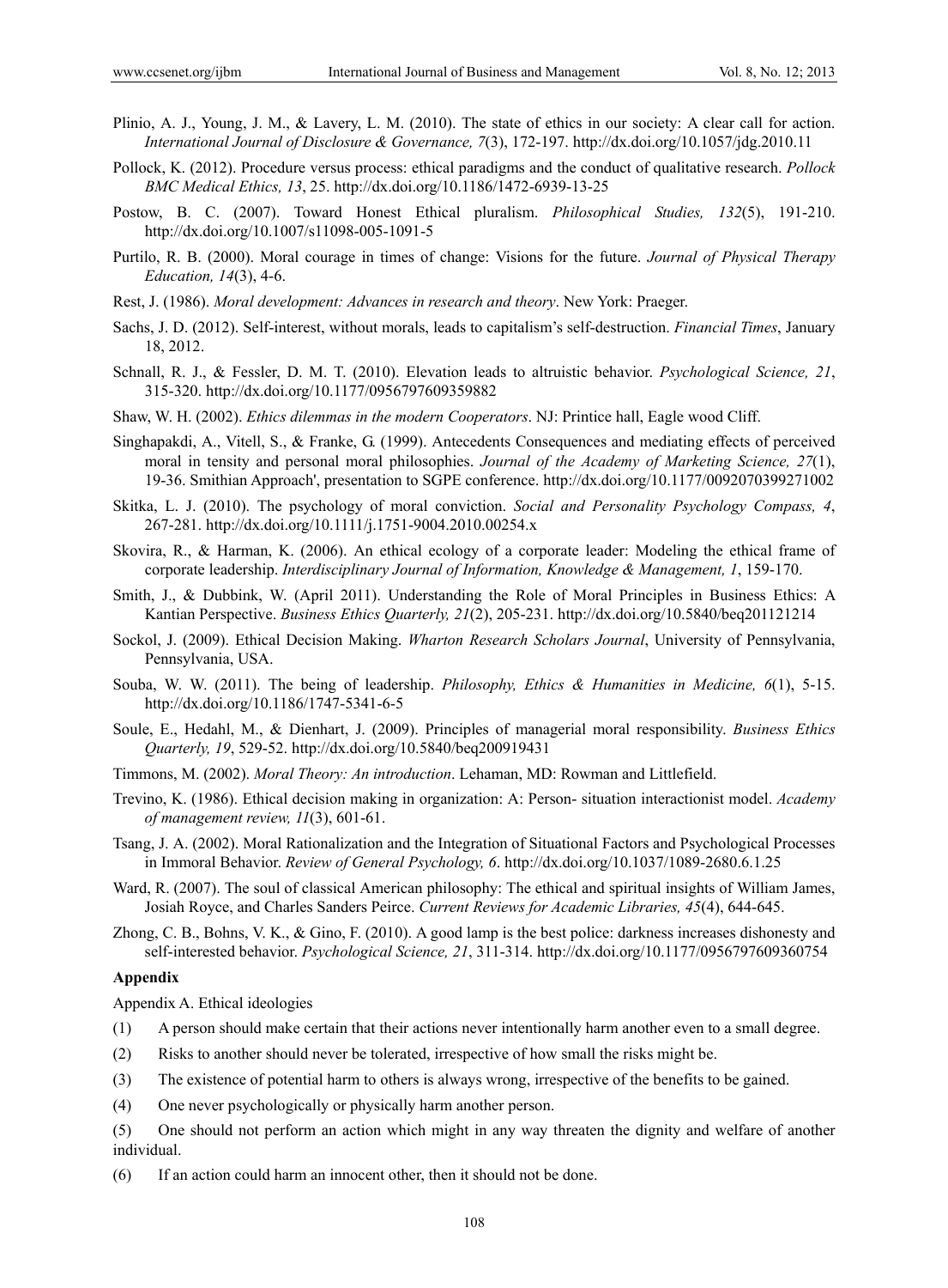Plinio, A. J., Young, J. M., & Lavery, L. M. (2010). The state of ethics in our society: A clear call for action. *International Journal of Disclosure & Governance, 7*(3), 172-197. http://dx.doi.org/10.1057/jdg.2010.11

Pollock, K. (2012). Procedure versus process: ethical paradigms and the conduct of qualitative research. *Pollock BMC Medical Ethics, 13*, 25. http://dx.doi.org/10.1186/1472-6939-13-25

Postow, B. C. (2007). Toward Honest Ethical pluralism. *Philosophical Studies, 132*(5), 191-210. http://dx.doi.org/10.1007/s11098-005-1091-5

Purtilo, R. B. (2000). Moral courage in times of change: Visions for the future. *Journal of Physical Therapy Education, 14*(3), 4-6.

Rest, J. (1986). *Moral development: Advances in research and theory*. New York: Praeger.

Sachs, J. D. (2012). Self-interest, without morals, leads to capitalism's self-destruction. *Financial Times*, January 18, 2012.

Schnall, R. J., & Fessler, D. M. T. (2010). Elevation leads to altruistic behavior. *Psychological Science, 21*, 315-320. http://dx.doi.org/10.1177/0956797609359882

Shaw, W. H. (2002). *Ethics dilemmas in the modern Cooperators*. NJ: Printice hall, Eagle wood Cliff.

Singhapakdi, A., Vitell, S., & Franke, G. (1999). Antecedents Consequences and mediating effects of perceived moral in tensity and personal moral philosophies. *Journal of the Academy of Marketing Science, 27*(1), 19-36. Smithian Approach', presentation to SGPE conference. http://dx.doi.org/10.1177/0092070399271002

Skitka, L. J. (2010). The psychology of moral conviction. *Social and Personality Psychology Compass, 4*, 267-281. http://dx.doi.org/10.1111/j.1751-9004.2010.00254.x

Skovira, R., & Harman, K. (2006). An ethical ecology of a corporate leader: Modeling the ethical frame of corporate leadership. *Interdisciplinary Journal of Information, Knowledge & Management, 1*, 159-170.

Smith, J., & Dubbink, W. (April 2011). Understanding the Role of Moral Principles in Business Ethics: A Kantian Perspective. *Business Ethics Quarterly, 21*(2), 205-231. http://dx.doi.org/10.5840/beq201121214

Sockol, J. (2009). Ethical Decision Making. *Wharton Research Scholars Journal*, University of Pennsylvania, Pennsylvania, USA.

Souba, W. W. (2011). The being of leadership. *Philosophy, Ethics & Humanities in Medicine, 6*(1), 5-15. http://dx.doi.org/10.1186/1747-5341-6-5

Soule, E., Hedahl, M., & Dienhart, J. (2009). Principles of managerial moral responsibility. *Business Ethics Quarterly, 19*, 529-52. http://dx.doi.org/10.5840/beq200919431

Timmons, M. (2002). *Moral Theory: An introduction*. Lehaman, MD: Rowman and Littlefield.

Trevino, K. (1986). Ethical decision making in organization: A: Person- situation interactionist model. *Academy of management review, 11*(3), 601-61.

Tsang, J. A. (2002). Moral Rationalization and the Integration of Situational Factors and Psychological Processes in Immoral Behavior. *Review of General Psychology, 6*. http://dx.doi.org/10.1037/1089-2680.6.1.25

Ward, R. (2007). The soul of classical American philosophy: The ethical and spiritual insights of William James, Josiah Royce, and Charles Sanders Peirce. *Current Reviews for Academic Libraries, 45*(4), 644-645.

Zhong, C. B., Bohns, V. K., & Gino, F. (2010). A good lamp is the best police: darkness increases dishonesty and self-interested behavior. *Psychological Science, 21*, 311-314. http://dx.doi.org/10.1177/0956797609360754

## Appendix

Appendix A. Ethical ideologies

(1) A person should make certain that their actions never intentionally harm another even to a small degree.

(2) Risks to another should never be tolerated, irrespective of how small the risks might be.

(3) The existence of potential harm to others is always wrong, irrespective of the benefits to be gained.

(4) One never psychologically or physically harm another person.

(5) One should not perform an action which might in any way threaten the dignity and welfare of another individual.

(6) If an action could harm an innocent other, then it should not be done.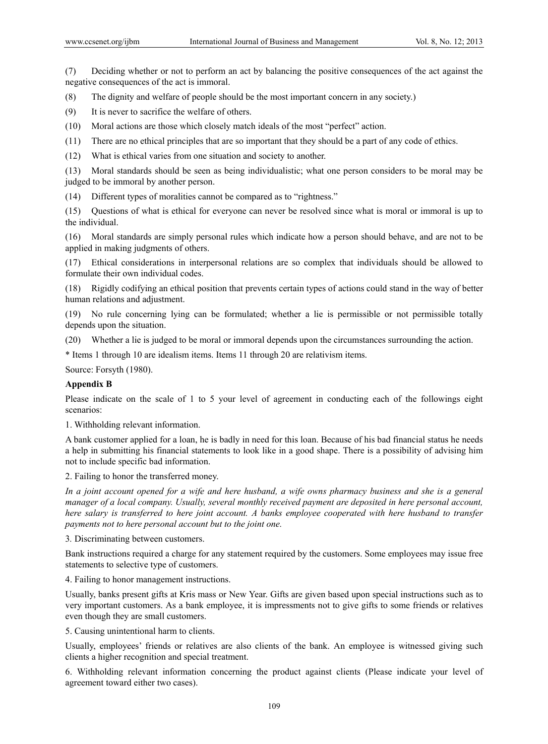(7) Deciding whether or not to perform an act by balancing the positive consequences of the act against the negative consequences of the act is immoral.

(8) The dignity and welfare of people should be the most important concern in any society.)

(9) It is never to sacrifice the welfare of others.

(10) Moral actions are those which closely match ideals of the most "perfect" action.

(11) There are no ethical principles that are so important that they should be a part of any code of ethics.

(12) What is ethical varies from one situation and society to another.

(13) Moral standards should be seen as being individualistic; what one person considers to be moral may be judged to be immoral by another person.

(14) Different types of moralities cannot be compared as to "rightness."

(15) Questions of what is ethical for everyone can never be resolved since what is moral or immoral is up to the individual.

(16) Moral standards are simply personal rules which indicate how a person should behave, and are not to be applied in making judgments of others.

(17) Ethical considerations in interpersonal relations are so complex that individuals should be allowed to formulate their own individual codes.

(18) Rigidly codifying an ethical position that prevents certain types of actions could stand in the way of better human relations and adjustment.

(19) No rule concerning lying can be formulated; whether a lie is permissible or not permissible totally depends upon the situation.

(20) Whether a lie is judged to be moral or immoral depends upon the circumstances surrounding the action.

\* Items 1 through 10 are idealism items. Items 11 through 20 are relativism items.

Source: Forsyth (1980).

**Appendix B**

Please indicate on the scale of 1 to 5 your level of agreement in conducting each of the followings eight scenarios:

1. Withholding relevant information.

A bank customer applied for a loan, he is badly in need for this loan. Because of his bad financial status he needs a help in submitting his financial statements to look like in a good shape. There is a possibility of advising him not to include specific bad information.

2. Failing to honor the transferred money.

*In a joint account opened for a wife and here husband, a wife owns pharmacy business and she is a general manager of a local company. Usually, several monthly received payment are deposited in here personal account, here salary is transferred to here joint account. A banks employee cooperated with here husband to transfer payments not to here personal account but to the joint one.*

3. Discriminating between customers.

Bank instructions required a charge for any statement required by the customers. Some employees may issue free statements to selective type of customers.

4. Failing to honor management instructions.

Usually, banks present gifts at Kris mass or New Year. Gifts are given based upon special instructions such as to very important customers. As a bank employee, it is impressments not to give gifts to some friends or relatives even though they are small customers.

5. Causing unintentional harm to clients.

Usually, employees' friends or relatives are also clients of the bank. An employee is witnessed giving such clients a higher recognition and special treatment.

6. Withholding relevant information concerning the product against clients (Please indicate your level of agreement toward either two cases).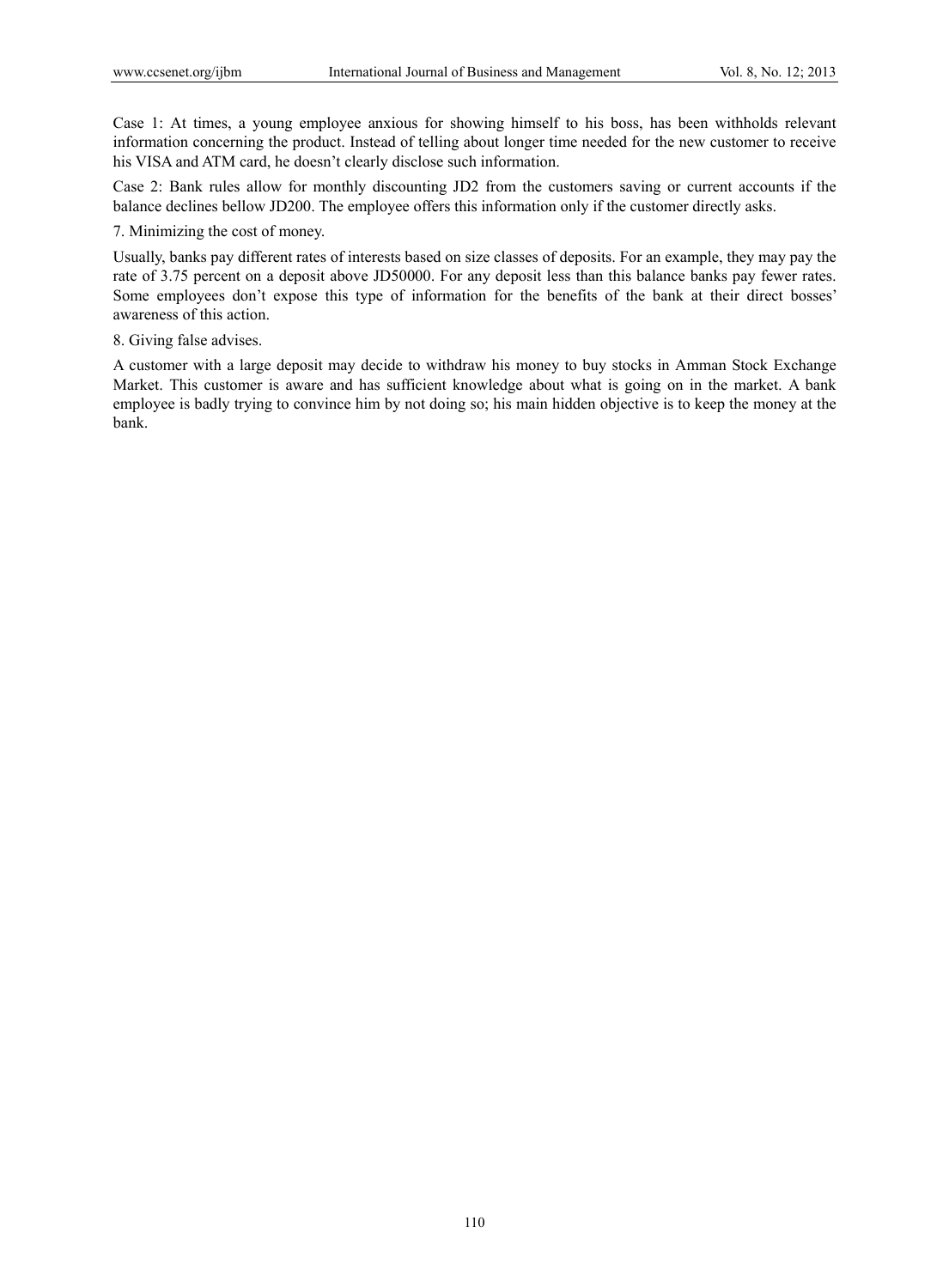Case 1: At times, a young employee anxious for showing himself to his boss, has been withholds relevant information concerning the product. Instead of telling about longer time needed for the new customer to receive his VISA and ATM card, he doesn't clearly disclose such information.

Case 2: Bank rules allow for monthly discounting JD2 from the customers saving or current accounts if the balance declines bellow JD200. The employee offers this information only if the customer directly asks.

7. Minimizing the cost of money.

Usually, banks pay different rates of interests based on size classes of deposits. For an example, they may pay the rate of 3.75 percent on a deposit above JD50000. For any deposit less than this balance banks pay fewer rates. Some employees don't expose this type of information for the benefits of the bank at their direct bosses' awareness of this action.

8. Giving false advises.

A customer with a large deposit may decide to withdraw his money to buy stocks in Amman Stock Exchange Market. This customer is aware and has sufficient knowledge about what is going on in the market. A bank employee is badly trying to convince him by not doing so; his main hidden objective is to keep the money at the bank.